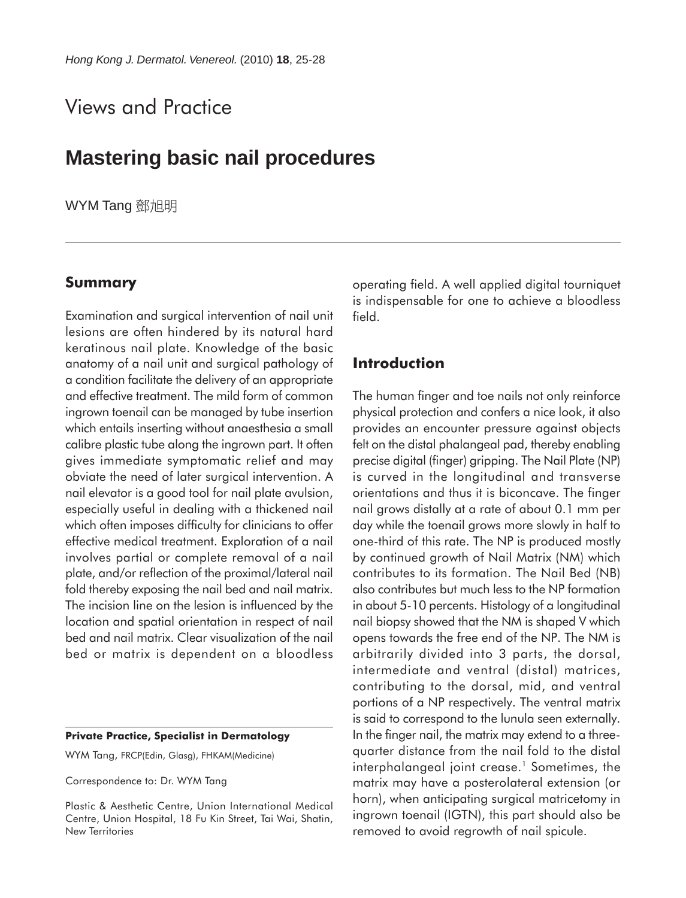Views and Practice

# Mastering basic nail procedures

WYM Tang 鄧旭明

## Summary

Examination and surgical intervention of nail unit lesions are often hindered by its natural hard keratinous nail plate. Knowledge of the basic anatomy of a nail unit and surgical pathology of a condition facilitate the delivery of an appropriate and effective treatment. The mild form of common ingrown toenail can be managed by tube insertion which entails inserting without anaesthesia a small calibre plastic tube along the ingrown part. It often gives immediate symptomatic relief and may obviate the need of later surgical intervention. A nail elevator is a good tool for nail plate avulsion, especially useful in dealing with a thickened nail which often imposes difficulty for clinicians to offer effective medical treatment. Exploration of a nail involves partial or complete removal of a nail plate, and/or reflection of the proximal/lateral nail fold thereby exposing the nail bed and nail matrix. The incision line on the lesion is influenced by the location and spatial orientation in respect of nail bed and nail matrix. Clear visualization of the nail bed or matrix is dependent on a bloodless operating field. A well applied digital tourniquet is indispensable for one to achieve a bloodless field.

**Private Practice, Specialist in Dermatology**

WYM Tang, FRCP(Edin, Glasg), FHKAM(Medicine)

Correspondence to: Dr. WYM Tang

Plastic & Aesthetic Centre, Union International Medical Centre, Union Hospital, 18 Fu Kin Street, Tai Wai, Shatin, New Territories

## Introduction

The human finger and toe nails not only reinforce physical protection and confers a nice look, it also provides an encounter pressure against objects felt on the distal phalangeal pad, thereby enabling precise digital (finger) gripping. The Nail Plate (NP) is curved in the longitudinal and transverse orientations and thus it is biconcave. The finger nail grows distally at a rate of about 0.1 mm per day while the toenail grows more slowly in half to one-third of this rate. The NP is produced mostly by continued growth of Nail Matrix (NM) which contributes to its formation. The Nail Bed (NB) also contributes but much less to the NP formation in about 5-10 percents. Histology of a longitudinal nail biopsy showed that the NM is shaped V which opens towards the free end of the NP. The NM is arbitrarily divided into 3 parts, the dorsal, intermediate and ventral (distal) matrices, contributing to the dorsal, mid, and ventral portions of a NP respectively. The ventral matrix is said to correspond to the lunula seen externally. In the finger nail, the matrix may extend to a three-quarter distance from the nail fold to the distal interphalangeal joint crease.[1] Sometimes, the matrix may have a posterolateral extension (or horn), when anticipating surgical matricetomy in ingrown toenail (IGTN), this part should also be removed to avoid regrowth of nail spicule.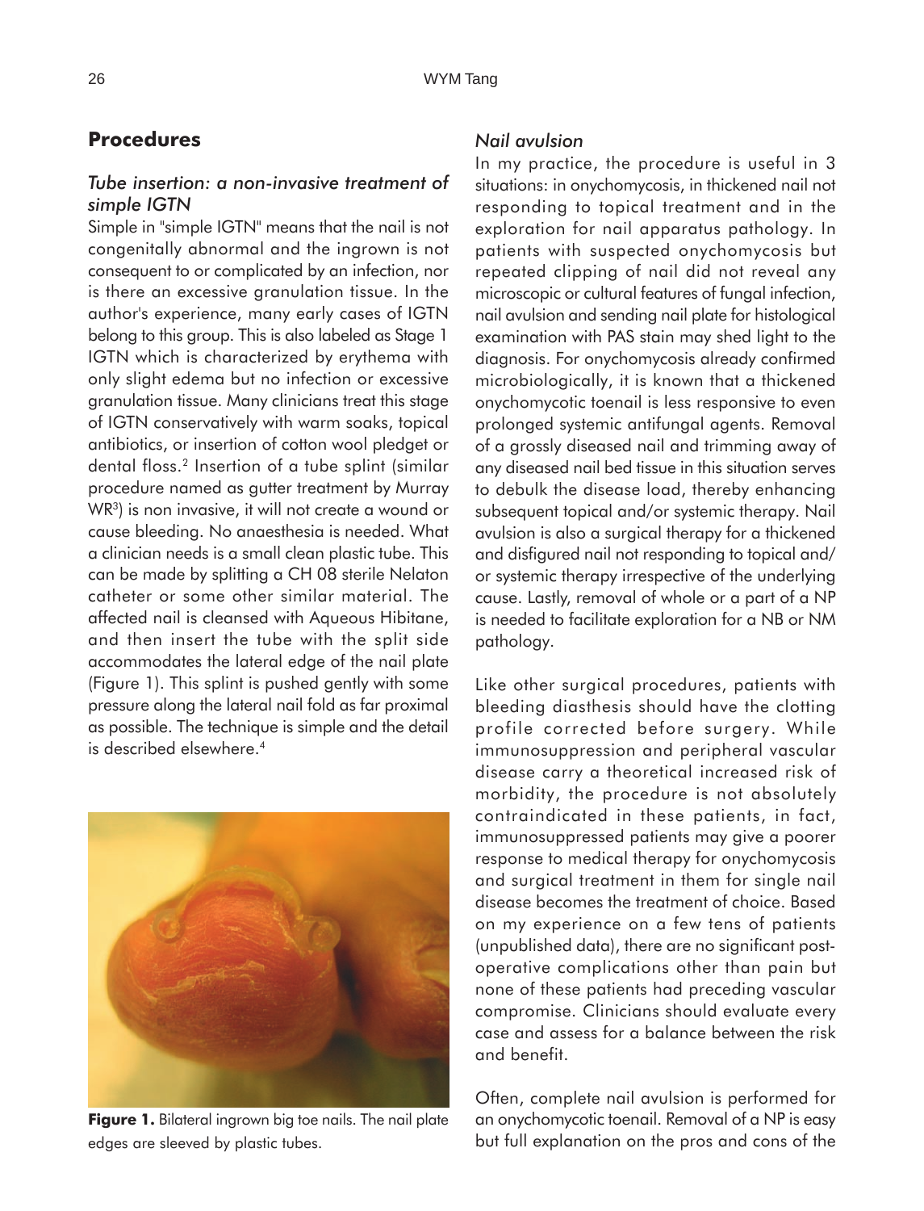## Procedures

### *Tube insertion: a non-invasive treatment of simple IGTN*

Simple in "simple IGTN" means that the nail is not congenitally abnormal and the ingrown is not consequent to or complicated by an infection, nor is there an excessive granulation tissue. In the author's experience, many early cases of IGTN belong to this group. This is also labeled as Stage 1 IGTN which is characterized by erythema with only slight edema but no infection or excessive granulation tissue. Many clinicians treat this stage of IGTN conservatively with warm soaks, topical antibiotics, or insertion of cotton wool pledget or dental floss.[2] Insertion of a tube splint (similar procedure named as gutter treatment by Murray WR[3]) is non invasive, it will not create a wound or cause bleeding. No anaesthesia is needed. What a clinician needs is a small clean plastic tube. This can be made by splitting a CH 08 sterile Nelaton catheter or some other similar material. The affected nail is cleansed with Aqueous Hibitane, and then insert the tube with the split side accommodates the lateral edge of the nail plate (Figure 1). This splint is pushed gently with some pressure along the lateral nail fold as far proximal as possible. The technique is simple and the detail is described elsewhere.[4]

**Figure 1.** Bilateral ingrown big toe nails. The nail plate edges are sleeved by plastic tubes.

### *Nail avulsion*

In my practice, the procedure is useful in 3 situations: in onychomycosis, in thickened nail not responding to topical treatment and in the exploration for nail apparatus pathology. In patients with suspected onychomycosis but repeated clipping of nail did not reveal any microscopic or cultural features of fungal infection, nail avulsion and sending nail plate for histological examination with PAS stain may shed light to the diagnosis. For onychomycosis already confirmed microbiologically, it is known that a thickened onychomycotic toenail is less responsive to even prolonged systemic antifungal agents. Removal of a grossly diseased nail and trimming away of any diseased nail bed tissue in this situation serves to debulk the disease load, thereby enhancing subsequent topical and/or systemic therapy. Nail avulsion is also a surgical therapy for a thickened and disfigured nail not responding to topical and/or systemic therapy irrespective of the underlying cause. Lastly, removal of whole or a part of a NP is needed to facilitate exploration for a NB or NM pathology.

Like other surgical procedures, patients with bleeding diasthesis should have the clotting profile corrected before surgery. While immunosuppression and peripheral vascular disease carry a theoretical increased risk of morbidity, the procedure is not absolutely contraindicated in these patients, in fact, immunosuppressed patients may give a poorer response to medical therapy for onychomycosis and surgical treatment in them for single nail disease becomes the treatment of choice. Based on my experience on a few tens of patients (unpublished data), there are no significant post-operative complications other than pain but none of these patients had preceding vascular compromise. Clinicians should evaluate every case and assess for a balance between the risk and benefit.

Often, complete nail avulsion is performed for an onychomycotic toenail. Removal of a NP is easy but full explanation on the pros and cons of the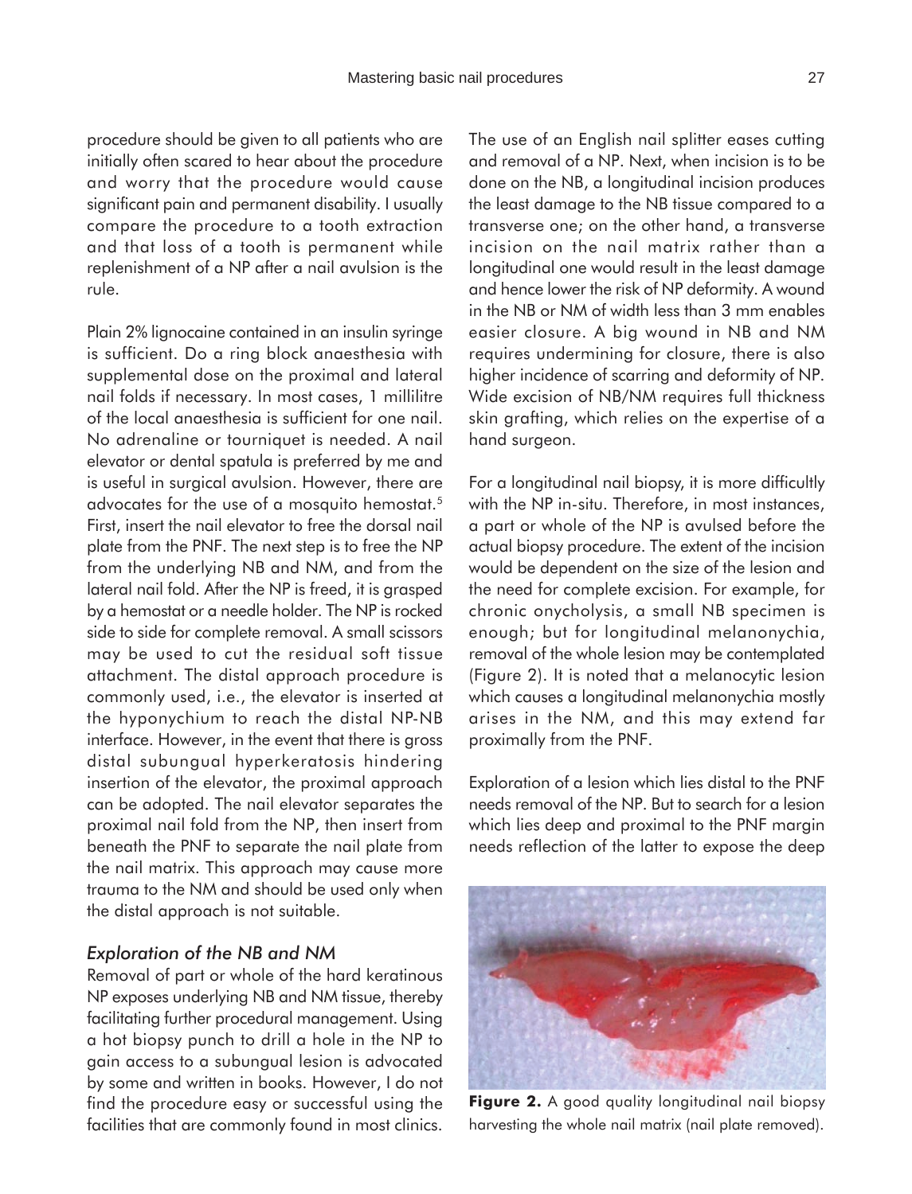procedure should be given to all patients who are initially often scared to hear about the procedure and worry that the procedure would cause significant pain and permanent disability. I usually compare the procedure to a tooth extraction and that loss of a tooth is permanent while replenishment of a NP after a nail avulsion is the rule.

Plain 2% lignocaine contained in an insulin syringe is sufficient. Do a ring block anaesthesia with supplemental dose on the proximal and lateral nail folds if necessary. In most cases, 1 millilitre of the local anaesthesia is sufficient for one nail. No adrenaline or tourniquet is needed. A nail elevator or dental spatula is preferred by me and is useful in surgical avulsion. However, there are advocates for the use of a mosquito hemostat.[5] First, insert the nail elevator to free the dorsal nail plate from the PNF. The next step is to free the NP from the underlying NB and NM, and from the lateral nail fold. After the NP is freed, it is grasped by a hemostat or a needle holder. The NP is rocked side to side for complete removal. A small scissors may be used to cut the residual soft tissue attachment. The distal approach procedure is commonly used, i.e., the elevator is inserted at the hyponychium to reach the distal NP-NB interface. However, in the event that there is gross distal subungual hyperkeratosis hindering insertion of the elevator, the proximal approach can be adopted. The nail elevator separates the proximal nail fold from the NP, then insert from beneath the PNF to separate the nail plate from the nail matrix. This approach may cause more trauma to the NM and should be used only when the distal approach is not suitable.

### *Exploration of the NB and NM*

Removal of part or whole of the hard keratinous NP exposes underlying NB and NM tissue, thereby facilitating further procedural management. Using a hot biopsy punch to drill a hole in the NP to gain access to a subungual lesion is advocated by some and written in books. However, I do not find the procedure easy or successful using the facilities that are commonly found in most clinics. The use of an English nail splitter eases cutting and removal of a NP. Next, when incision is to be done on the NB, a longitudinal incision produces the least damage to the NB tissue compared to a transverse one; on the other hand, a transverse incision on the nail matrix rather than a longitudinal one would result in the least damage and hence lower the risk of NP deformity. A wound in the NB or NM of width less than 3 mm enables easier closure. A big wound in NB and NM requires undermining for closure, there is also higher incidence of scarring and deformity of NP. Wide excision of NB/NM requires full thickness skin grafting, which relies on the expertise of a hand surgeon.

For a longitudinal nail biopsy, it is more difficultly with the NP in-situ. Therefore, in most instances, a part or whole of the NP is avulsed before the actual biopsy procedure. The extent of the incision would be dependent on the size of the lesion and the need for complete excision. For example, for chronic onycholysis, a small NB specimen is enough; but for longitudinal melanonychia, removal of the whole lesion may be contemplated (Figure 2). It is noted that a melanocytic lesion which causes a longitudinal melanonychia mostly arises in the NM, and this may extend far proximally from the PNF.

Exploration of a lesion which lies distal to the PNF needs removal of the NP. But to search for a lesion which lies deep and proximal to the PNF margin needs reflection of the latter to expose the deep

**Figure 2.** A good quality longitudinal nail biopsy harvesting the whole nail matrix (nail plate removed).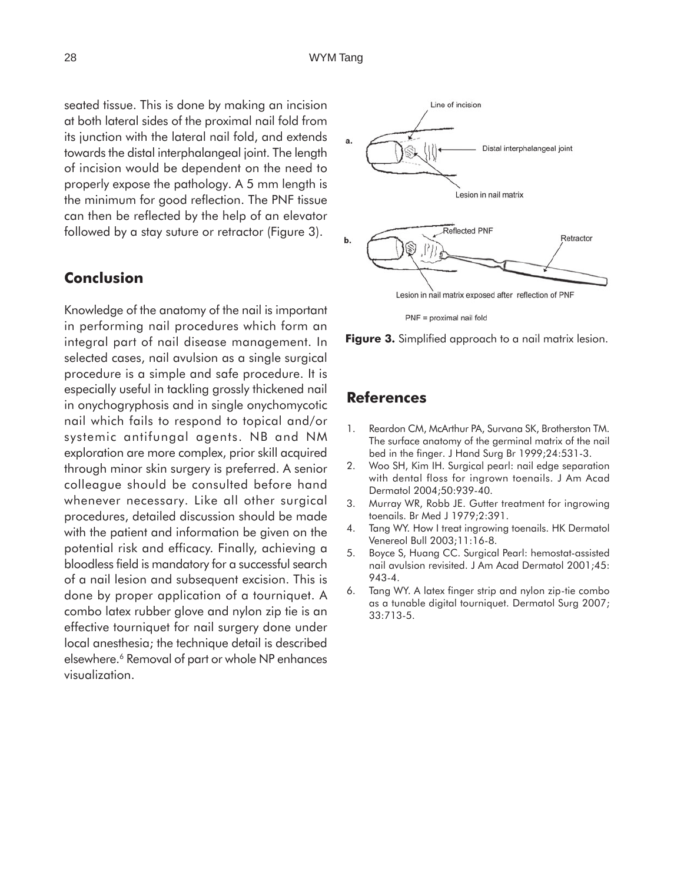seated tissue. This is done by making an incision at both lateral sides of the proximal nail fold from its junction with the lateral nail fold, and extends towards the distal interphalangeal joint. The length of incision would be dependent on the need to properly expose the pathology. A 5 mm length is the minimum for good reflection. The PNF tissue can then be reflected by the help of an elevator followed by a stay suture or retractor (Figure 3).

## Conclusion

Knowledge of the anatomy of the nail is important in performing nail procedures which form an integral part of nail disease management. In selected cases, nail avulsion as a single surgical procedure is a simple and safe procedure. It is especially useful in tackling grossly thickened nail in onychogryphosis and in single onychomycotic nail which fails to respond to topical and/or systemic antifungal agents. NB and NM exploration are more complex, prior skill acquired through minor skin surgery is preferred. A senior colleague should be consulted before hand whenever necessary. Like all other surgical procedures, detailed discussion should be made with the patient and information be given on the potential risk and efficacy. Finally, achieving a bloodless field is mandatory for a successful search of a nail lesion and subsequent excision. This is done by proper application of a tourniquet. A combo latex rubber glove and nylon zip tie is an effective tourniquet for nail surgery done under local anesthesia; the technique detail is described elsewhere.[6] Removal of part or whole NP enhances visualization.

a.

Line of incision

Distal interphalangeal joint

Lesion in nail matrix

b.

Reflected PNF

Retractor

Lesion in nail matrix exposed after reflection of PNF

PNF = proximal nail fold

**Figure 3.** Simplified approach to a nail matrix lesion.

## References

1. Reardon CM, McArthur PA, Survana SK, Brotherston TM. The surface anatomy of the germinal matrix of the nail bed in the finger. J Hand Surg Br 1999;24:531-3.
2. Woo SH, Kim IH. Surgical pearl: nail edge separation with dental floss for ingrown toenails. J Am Acad Dermatol 2004;50:939-40.
3. Murray WR, Robb JE. Gutter treatment for ingrowing toenails. Br Med J 1979;2:391.
4. Tang WY. How I treat ingrowing toenails. HK Dermatol Venereol Bull 2003;11:16-8.
5. Boyce S, Huang CC. Surgical Pearl: hemostat-assisted nail avulsion revisited. J Am Acad Dermatol 2001;45: 943-4.
6. Tang WY. A latex finger strip and nylon zip-tie combo as a tunable digital tourniquet. Dermatol Surg 2007; 33:713-5.